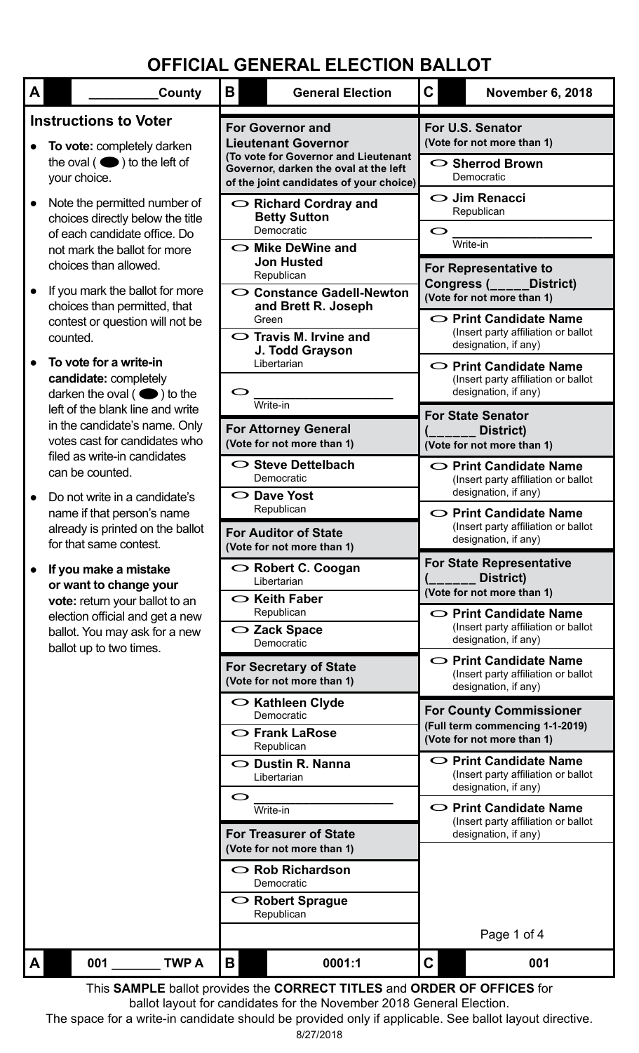# OFFICIAL GENERAL ELECTION BALLOT

| A | __________County | B | General Election | C | November 6, 2018 |
|---|---|---|---|---|---|

## Instructions to Voter

- **To vote:** completely darken the oval ( ⬬ ) to the left of your choice.
- Note the permitted number of choices directly below the title of each candidate office. Do not mark the ballot for more choices than allowed.
- If you mark the ballot for more choices than permitted, that contest or question will not be counted.
- **To vote for a write-in candidate:** completely darken the oval ( ⬬ ) to the left of the blank line and write in the candidate's name. Only votes cast for candidates who filed as write-in candidates can be counted.
- Do not write in a candidate's name if that person's name already is printed on the ballot for that same contest.
- **If you make a mistake or want to change your vote:** return your ballot to an election official and get a new ballot. You may ask for a new ballot up to two times.

### For Governor and Lieutenant Governor
**(To vote for Governor and Lieutenant Governor, darken the oval at the left of the joint candidates of your choice)**

- ⬭ **Richard Cordray and Betty Sutton**
  Democratic
- ⬭ **Mike DeWine and Jon Husted**
  Republican
- ⬭ **Constance Gadell-Newton and Brett R. Joseph**
  Green
- ⬭ **Travis M. Irvine and J. Todd Grayson**
  Libertarian
- ⬭ ____________________
  Write-in

### For Attorney General
**(Vote for not more than 1)**

- ⬭ **Steve Dettelbach**
  Democratic
- ⬭ **Dave Yost**
  Republican

### For Auditor of State
**(Vote for not more than 1)**

- ⬭ **Robert C. Coogan**
  Libertarian
- ⬭ **Keith Faber**
  Republican
- ⬭ **Zack Space**
  Democratic

### For Secretary of State
**(Vote for not more than 1)**

- ⬭ **Kathleen Clyde**
  Democratic
- ⬭ **Frank LaRose**
  Republican
- ⬭ **Dustin R. Nanna**
  Libertarian
- ⬭ ____________________
  Write-in

### For Treasurer of State
**(Vote for not more than 1)**

- ⬭ **Rob Richardson**
  Democratic
- ⬭ **Robert Sprague**
  Republican

### For U.S. Senator
**(Vote for not more than 1)**

- ⬭ **Sherrod Brown**
  Democratic
- ⬭ **Jim Renacci**
  Republican
- ⬭ ____________________
  Write-in

### For Representative to Congress (_____District)
**(Vote for not more than 1)**

- ⬭ **Print Candidate Name**
  (Insert party affiliation or ballot designation, if any)
- ⬭ **Print Candidate Name**
  (Insert party affiliation or ballot designation, if any)

### For State Senator (______ District)
**(Vote for not more than 1)**

- ⬭ **Print Candidate Name**
  (Insert party affiliation or ballot designation, if any)
- ⬭ **Print Candidate Name**
  (Insert party affiliation or ballot designation, if any)

### For State Representative (______ District)
**(Vote for not more than 1)**

- ⬭ **Print Candidate Name**
  (Insert party affiliation or ballot designation, if any)
- ⬭ **Print Candidate Name**
  (Insert party affiliation or ballot designation, if any)

### For County Commissioner
**(Full term commencing 1-1-2019)**
**(Vote for not more than 1)**

- ⬭ **Print Candidate Name**
  (Insert party affiliation or ballot designation, if any)
- ⬭ **Print Candidate Name**
  (Insert party affiliation or ballot designation, if any)

| A | 001 _______ TWP A | B | 0001:1 | C | 001 |
|---|---|---|---|---|---|

This **SAMPLE** ballot provides the **CORRECT TITLES** and **ORDER OF OFFICES** for ballot layout for candidates for the November 2018 General Election.
The space for a write-in candidate should be provided only if applicable. See ballot layout directive.

8/27/2018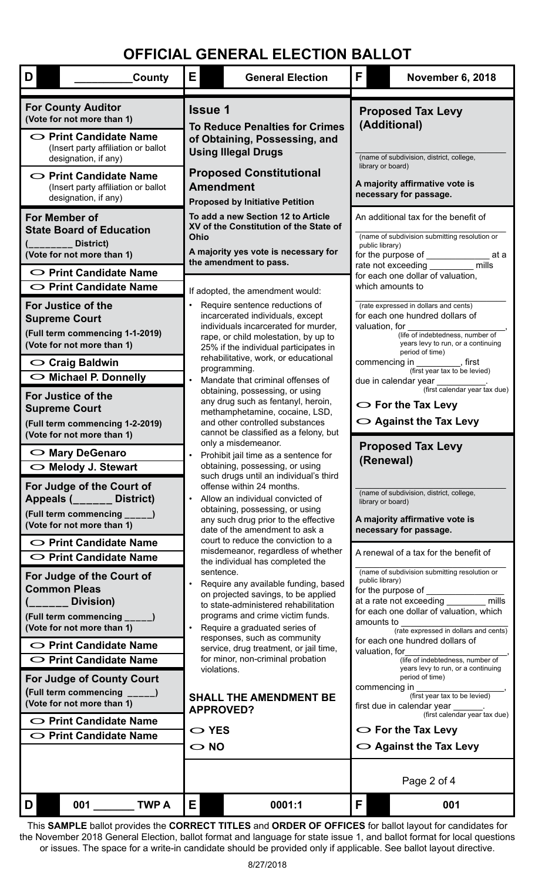# OFFICIAL GENERAL ELECTION BALLOT

| D | __________County | E | General Election | F | November 6, 2018 |
|---|---|---|---|---|---|

## For County Auditor
**(Vote for not more than 1)**

- ⬭ **Print Candidate Name**
  (Insert party affiliation or ballot designation, if any)
- ⬭ **Print Candidate Name**
  (Insert party affiliation or ballot designation, if any)

## For Member of State Board of Education (________ District)
**(Vote for not more than 1)**

- ⬭ **Print Candidate Name**
- ⬭ **Print Candidate Name**

## For Justice of the Supreme Court
**(Full term commencing 1-1-2019)**
**(Vote for not more than 1)**

- ⬭ **Craig Baldwin**
- ⬭ **Michael P. Donnelly**

## For Justice of the Supreme Court
**(Full term commencing 1-2-2019)**
**(Vote for not more than 1)**

- ⬭ **Mary DeGenaro**
- ⬭ **Melody J. Stewart**

## For Judge of the Court of Appeals (______ District)
**(Full term commencing _____)**
**(Vote for not more than 1)**

- ⬭ **Print Candidate Name**
- ⬭ **Print Candidate Name**

## For Judge of the Court of Common Pleas (______ Division)
**(Full term commencing _____)**
**(Vote for not more than 1)**

- ⬭ **Print Candidate Name**
- ⬭ **Print Candidate Name**

## For Judge of County Court
**(Full term commencing _____)**
**(Vote for not more than 1)**

- ⬭ **Print Candidate Name**
- ⬭ **Print Candidate Name**

## Issue 1
### To Reduce Penalties for Crimes of Obtaining, Possessing, and Using Illegal Drugs

### Proposed Constitutional Amendment
**Proposed by Initiative Petition**

**To add a new Section 12 to Article XV of the Constitution of the State of Ohio**

**A majority yes vote is necessary for the amendment to pass.**

If adopted, the amendment would:

- Require sentence reductions of incarcerated individuals, except individuals incarcerated for murder, rape, or child molestation, by up to 25% if the individual participates in rehabilitative, work, or educational programming.
- Mandate that criminal offenses of obtaining, possessing, or using any drug such as fentanyl, heroin, methamphetamine, cocaine, LSD, and other controlled substances cannot be classified as a felony, but only a misdemeanor.
- Prohibit jail time as a sentence for obtaining, possessing, or using such drugs until an individual's third offense within 24 months.
- Allow an individual convicted of obtaining, possessing, or using any such drug prior to the effective date of the amendment to ask a court to reduce the conviction to a misdemeanor, regardless of whether the individual has completed the sentence.
- Require any available funding, based on projected savings, to be applied to state-administered rehabilitation programs and crime victim funds.
- Require a graduated series of responses, such as community service, drug treatment, or jail time, for minor, non-criminal probation violations.

**SHALL THE AMENDMENT BE APPROVED?**

- ⬭ **YES**
- ⬭ **NO**

## Proposed Tax Levy (Additional)

______________________________
(name of subdivision, district, college, library or board)

**A majority affirmative vote is necessary for passage.**

An additional tax for the benefit of ______________________________ (name of subdivision submitting resolution or public library) for the purpose of _____________ at a rate not exceeding _________ mills for each one dollar of valuation, which amounts to ______________________________ (rate expressed in dollars and cents) for each one hundred dollars of valuation, for __________________ (life of indebtedness, number of years levy to run, or a continuing period of time), commencing in _________ (first year tax to be levied), first due in calendar year __________ (first calendar year tax due).

- ⬭ **For the Tax Levy**
- ⬭ **Against the Tax Levy**

## Proposed Tax Levy (Renewal)

______________________________
(name of subdivision, district, college, library or board)

**A majority affirmative vote is necessary for passage.**

A renewal of a tax for the benefit of ______________________________ (name of subdivision submitting resolution or public library) for the purpose of ________________ at a rate not exceeding ________ mills for each one dollar of valuation, which amounts to ____________________ (rate expressed in dollars and cents) for each one hundred dollars of valuation, for __________________ (life of indebtedness, number of years levy to run, or a continuing period of time), commencing in __________________ (first year tax to be levied), first due in calendar year ______ (first calendar year tax due).

- ⬭ **For the Tax Levy**
- ⬭ **Against the Tax Levy**

| D | 001 _______ TWP A | E | 0001:1 | F | 001 |
|---|---|---|---|---|---|

This **SAMPLE** ballot provides the **CORRECT TITLES** and **ORDER OF OFFICES** for ballot layout for candidates for the November 2018 General Election, ballot format and language for state issue 1, and ballot format for local questions or issues. The space for a write-in candidate should be provided only if applicable. See ballot layout directive.

8/27/2018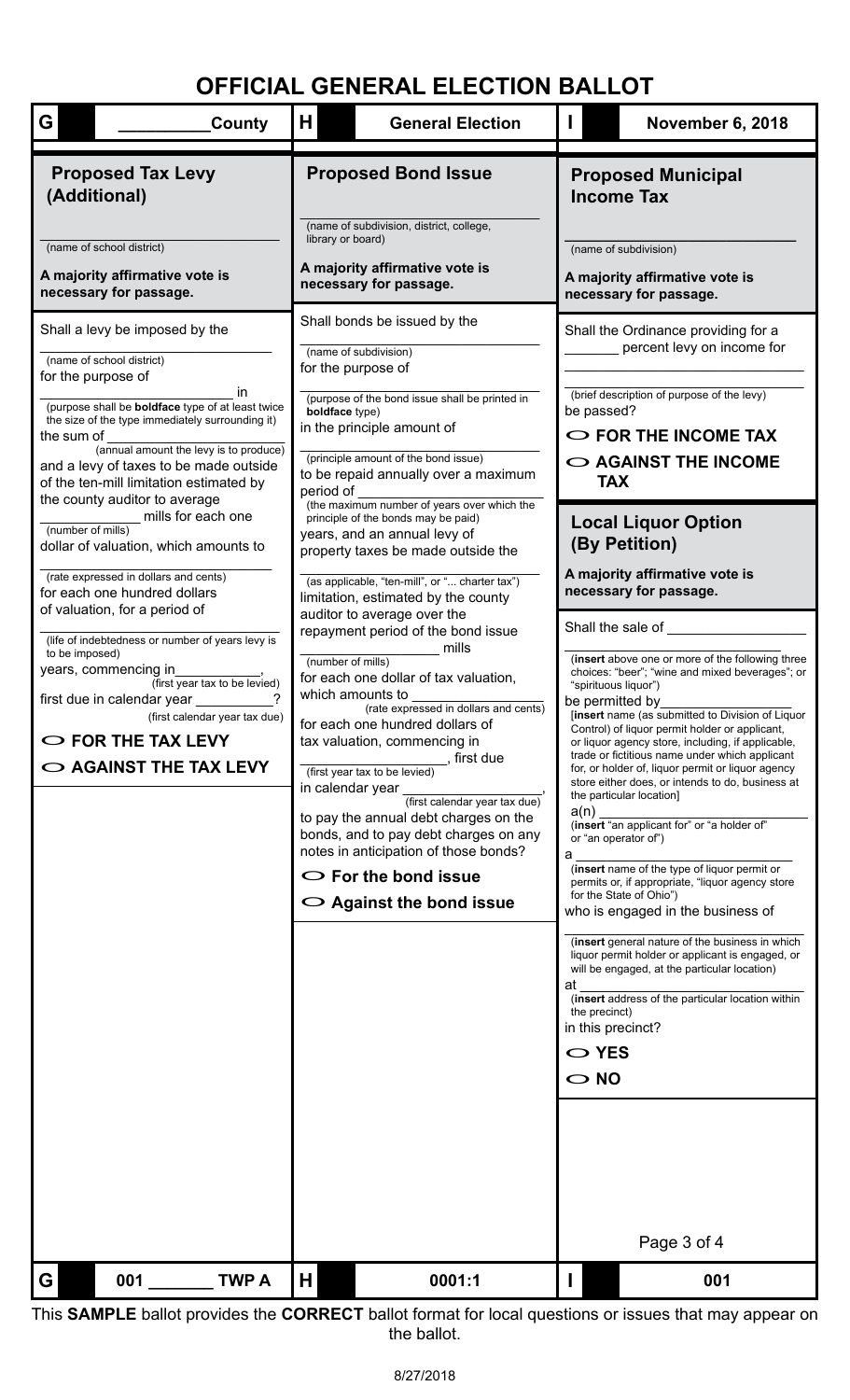# OFFICIAL GENERAL ELECTION BALLOT

| G | ___________ County | H | General Election | I | November 6, 2018 |
|---|---|---|---|---|---|

## Proposed Tax Levy (Additional)

_______________________________
(name of school district)

**A majority affirmative vote is necessary for passage.**

Shall a levy be imposed by the _______________________________ (name of school district) for the purpose of _______________________________ in (purpose shall be **boldface** type of at least twice the size of the type immediately surrounding it) the sum of _______________ (annual amount the levy is to produce) and a levy of taxes to be made outside of the ten-mill limitation estimated by the county auditor to average _____________ (number of mills) mills for each one dollar of valuation, which amounts to _______________ (rate expressed in dollars and cents) for each one hundred dollars of valuation, for a period of _______________ (life of indebtedness or number of years levy is to be imposed) years, commencing in ___________ (first year tax to be levied), first due in calendar year __________ (first calendar year tax due)?

- **FOR THE TAX LEVY**
- **AGAINST THE TAX LEVY**

## Proposed Bond Issue

_______________________________
(name of subdivision, district, college, library or board)

**A majority affirmative vote is necessary for passage.**

Shall bonds be issued by the _______________________________ (name of subdivision) for the purpose of _______________________________ (purpose of the bond issue shall be printed in **boldface** type) in the principle amount of _______________ (principle amount of the bond issue) to be repaid annually over a maximum period of _______________ (the maximum number of years over which the principle of the bonds may be paid) years, and an annual levy of property taxes be made outside the _______________ (as applicable, "ten-mill", or "... charter tax") limitation, estimated by the county auditor to average over the repayment period of the bond issue _______________ (number of mills) mills for each one dollar of tax valuation, which amounts to _______________ (rate expressed in dollars and cents) for each one hundred dollars of tax valuation, commencing in _______________ (first year tax to be levied), first due in calendar year _______________ (first calendar year tax due), to pay the annual debt charges on the bonds, and to pay debt charges on any notes in anticipation of those bonds?

- **For the bond issue**
- **Against the bond issue**

## Proposed Municipal Income Tax

_______________________________
(name of subdivision)

**A majority affirmative vote is necessary for passage.**

Shall the Ordinance providing for a _______ percent levy on income for _______________________________ (brief description of purpose of the levy) be passed?

- **FOR THE INCOME TAX**
- **AGAINST THE INCOME TAX**

## Local Liquor Option (By Petition)

**A majority affirmative vote is necessary for passage.**

Shall the sale of _______________________________ (**insert** above one or more of the following three choices: "beer"; "wine and mixed beverages"; or "spirituous liquor") be permitted by _______________ [**insert** name (as submitted to Division of Liquor Control) of liquor permit holder or applicant, or liquor agency store, including, if applicable, trade or fictitious name under which applicant for, or holder of, liquor permit or liquor agency store either does, or intends to do, business at the particular location]

a(n) _______________ (**insert** "an applicant for" or "a holder of" or "an operator of")

a _______________ (**insert** name of the type of liquor permit or permits or, if appropriate, "liquor agency store for the State of Ohio")

who is engaged in the business of _______________________________ (**insert** general nature of the business in which liquor permit holder or applicant is engaged, or will be engaged, at the particular location)

at _______________________________ (**insert** address of the particular location within the precinct)

in this precinct?

- **YES**
- **NO**

| G | 001 _______ TWP A | H | 0001:1 | I | 001 |
|---|---|---|---|---|---|

This **SAMPLE** ballot provides the **CORRECT** ballot format for local questions or issues that may appear on the ballot.

8/27/2018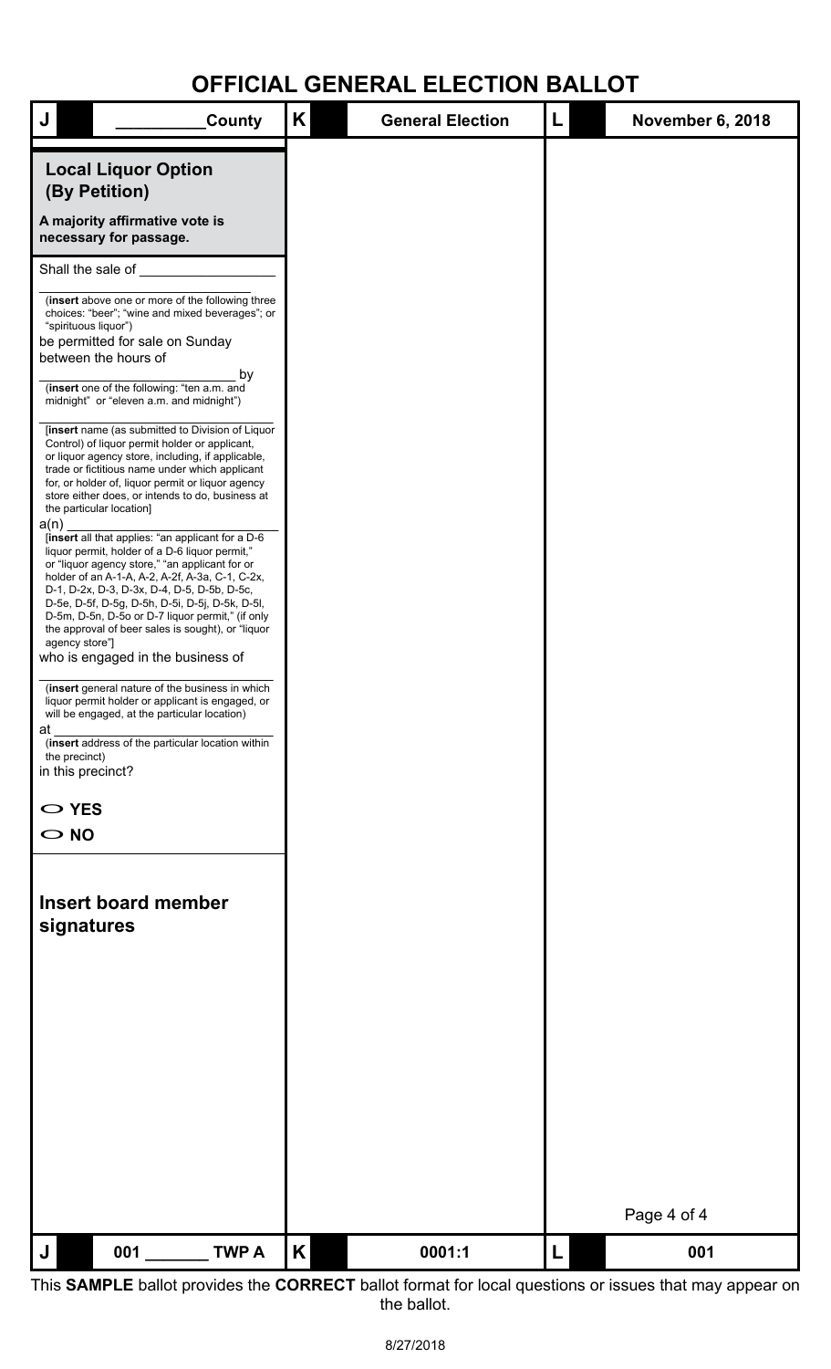# OFFICIAL GENERAL ELECTION BALLOT

| J | \_\_\_\_\_\_\_\_\_\_County | K | General Election | L | November 6, 2018 |
|---|---|---|---|---|---|

## Local Liquor Option (By Petition)

**A majority affirmative vote is necessary for passage.**

Shall the sale of \_\_\_\_\_\_\_\_\_\_\_\_\_\_\_\_\_\_

\_\_\_\_\_\_\_\_\_\_\_\_\_\_\_\_\_\_\_\_\_\_\_\_\_\_\_\_
(**insert** above one or more of the following three choices: "beer"; "wine and mixed beverages"; or "spirituous liquor")

be permitted for sale on Sunday between the hours of

\_\_\_\_\_\_\_\_\_\_\_\_\_\_\_\_\_\_\_\_\_\_\_\_\_\_\_\_ by
(**insert** one of the following: "ten a.m. and midnight" or "eleven a.m. and midnight")

\_\_\_\_\_\_\_\_\_\_\_\_\_\_\_\_\_\_\_\_\_\_\_\_\_\_\_\_
[**insert** name (as submitted to Division of Liquor Control) of liquor permit holder or applicant, or liquor agency store, including, if applicable, trade or fictitious name under which applicant for, or holder of, liquor permit or liquor agency store either does, or intends to do, business at the particular location]

a(n) \_\_\_\_\_\_\_\_\_\_\_\_\_\_\_\_\_\_\_\_\_\_\_\_\_\_\_\_
[**insert** all that applies: "an applicant for a D-6 liquor permit, holder of a D-6 liquor permit," or "liquor agency store," "an applicant for or holder of an A-1-A, A-2, A-2f, A-3a, C-1, C-2x, D-1, D-2x, D-3, D-3x, D-4, D-5, D-5b, D-5c, D-5e, D-5f, D-5g, D-5h, D-5i, D-5j, D-5k, D-5l, D-5m, D-5n, D-5o or D-7 liquor permit," (if only the approval of beer sales is sought), or "liquor agency store"]

who is engaged in the business of

\_\_\_\_\_\_\_\_\_\_\_\_\_\_\_\_\_\_\_\_\_\_\_\_\_\_\_\_
(**insert** general nature of the business in which liquor permit holder or applicant is engaged, or will be engaged, at the particular location)

at \_\_\_\_\_\_\_\_\_\_\_\_\_\_\_\_\_\_\_\_\_\_\_\_\_\_\_\_
(**insert** address of the particular location within the precinct)

in this precinct?

○ **YES**

○ **NO**

## Insert board member signatures

| J | 001 \_\_\_\_\_\_\_ TWP A | K | 0001:1 | L | 001 |
|---|---|---|---|---|---|

This **SAMPLE** ballot provides the **CORRECT** ballot format for local questions or issues that may appear on the ballot.

8/27/2018